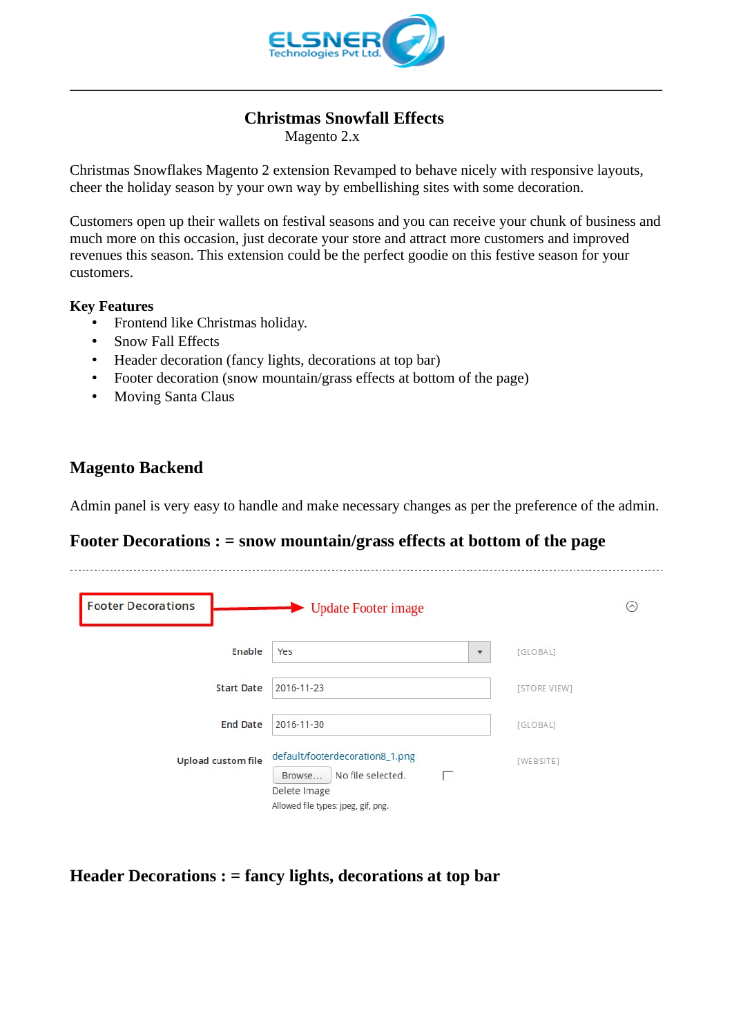# Christmas Snowfall Effects

Magento 2.x

Christmas Snowflakes Magento 2 extension Revamped to behave nicely with responsive layouts, cheer the holiday season by your own way by embellishing sites with some decoration.

Customers open up their wallets on festival seasons and you can receive your chunk of business and much more on this occasion, just decorate your store and attract more customers and improved revenues this season. This extension could be the perfect goodie on this festive season for your customers.

**Key Features**

- Frontend like Christmas holiday.
- Snow Fall Effects
- Header decoration (fancy lights, decorations at top bar)
- Footer decoration (snow mountain/grass effects at bottom of the page)
- Moving Santa Claus

## Magento Backend

Admin panel is very easy to handle and make necessary changes as per the preference of the admin.

### Footer Decorations : = snow mountain/grass effects at bottom of the page

---

Footer Decorations → Update Footer image

| | | |
|---|---|---|
| Enable | Yes | [GLOBAL] |
| Start Date | 2016-11-23 | [STORE VIEW] |
| End Date | 2016-11-30 | [GLOBAL] |
| Upload custom file | default/footerdecoration8_1.png<br>Browse... No file selected.<br>Delete Image<br>Allowed file types: jpeg, gif, png. | [WEBSITE] |

### Header Decorations : = fancy lights, decorations at top bar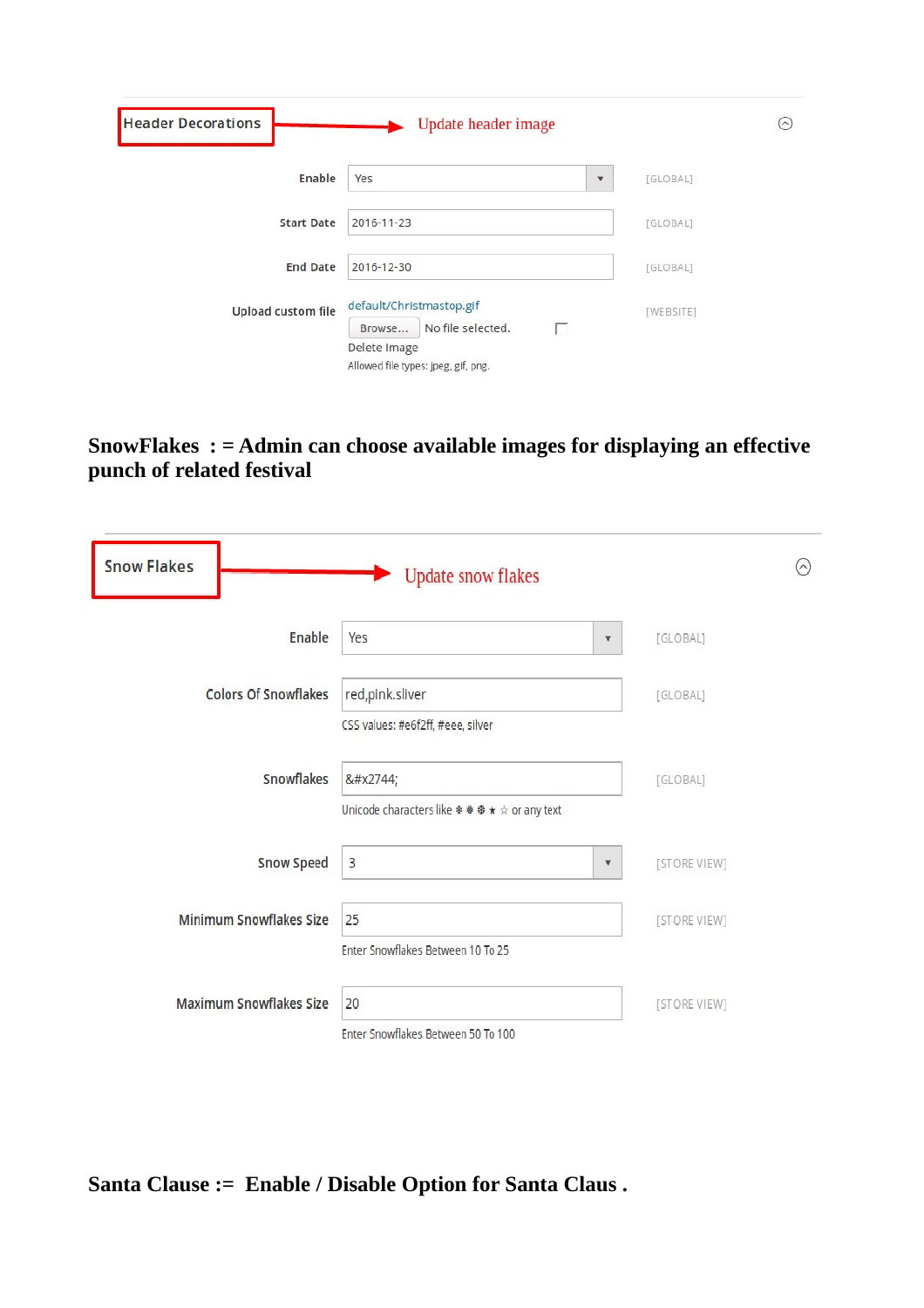**Header Decorations** → Update header image

| | | |
|---|---|---|
| Enable | Yes | [GLOBAL] |
| Start Date | 2016-11-23 | [GLOBAL] |
| End Date | 2016-12-30 | [GLOBAL] |
| Upload custom file | default/Christmastop.gif<br>Browse... No file selected.<br>Delete Image<br>Allowed file types: jpeg, gif, png. | [WEBSITE] |

**SnowFlakes : = Admin can choose available images for displaying an effective punch of related festival**

**Snow Flakes** → Update snow flakes

| | | |
|---|---|---|
| Enable | Yes | [GLOBAL] |
| Colors Of Snowflakes | red,pink.sliver<br>CSS values: #e6f2ff, #eee, silver | [GLOBAL] |
| Snowflakes | &#x2744;<br>Unicode characters like ❄ ❅ ❆ ★ ☆ or any text | [GLOBAL] |
| Snow Speed | 3 | [STORE VIEW] |
| Minimum Snowflakes Size | 25<br>Enter Snowflakes Between 10 To 25 | [STORE VIEW] |
| Maximum Snowflakes Size | 20<br>Enter Snowflakes Between 50 To 100 | [STORE VIEW] |

**Santa Clause := Enable / Disable Option for Santa Claus .**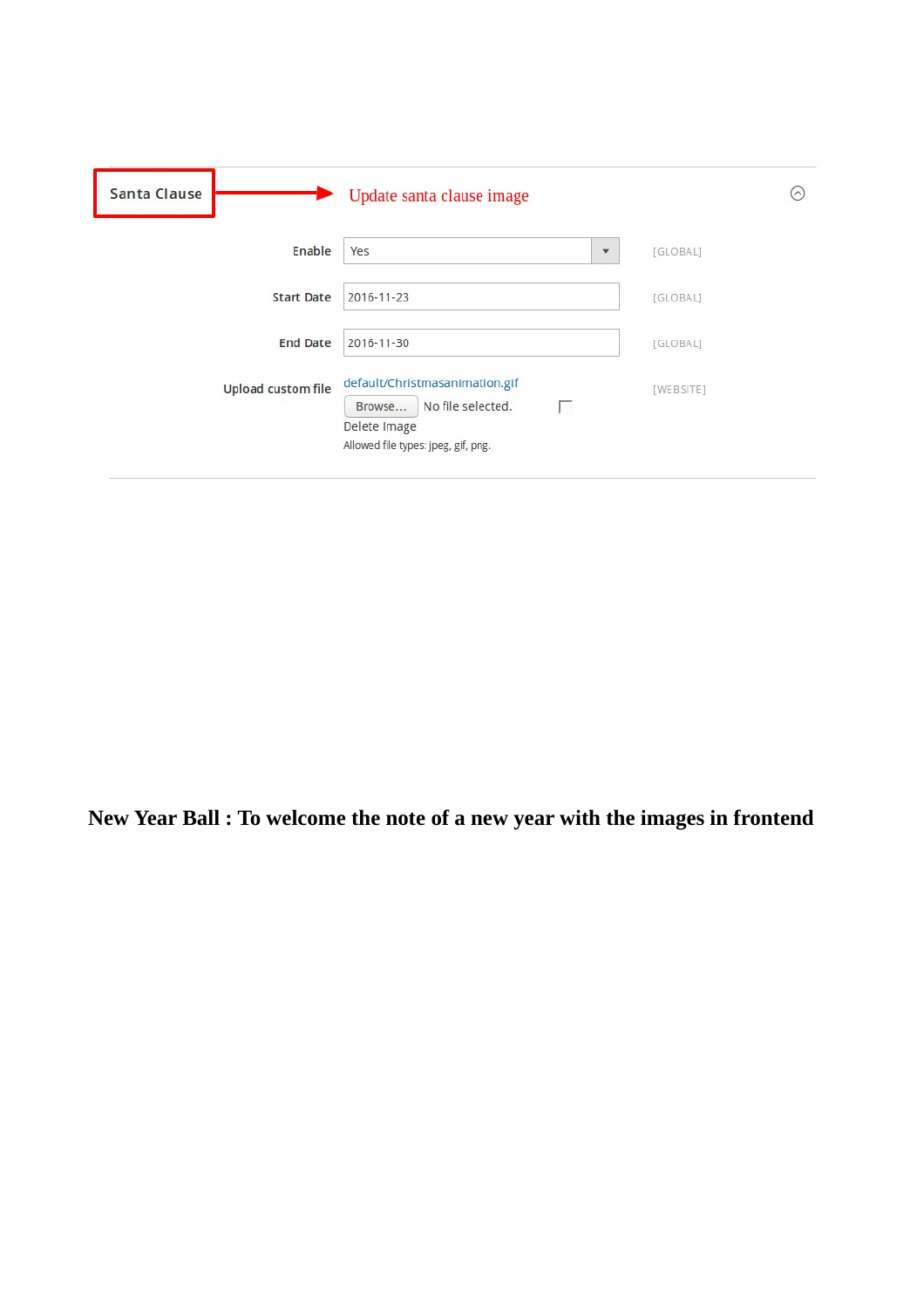Santa Clause → Update santa clause image

| | | |
|---|---|---|
| Enable | Yes | [GLOBAL] |
| Start Date | 2016-11-23 | [GLOBAL] |
| End Date | 2016-11-30 | [GLOBAL] |
| Upload custom file | default/Christmasanimation.gif<br>Browse... No file selected.<br>Delete Image<br>Allowed file types: jpeg, gif, png. | [WEBSITE] |

**New Year Ball : To welcome the note of a new year with the images in frontend**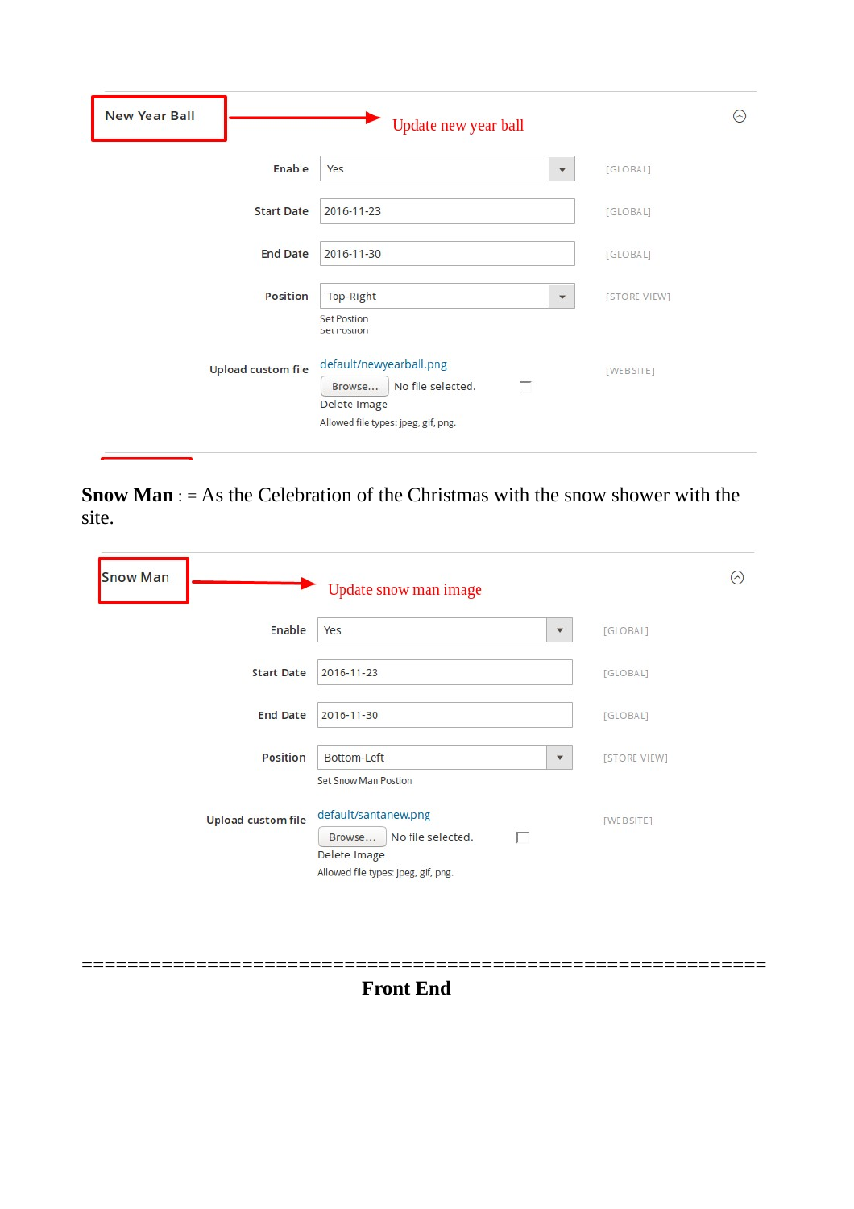**New Year Ball** → Update new year ball

| | | |
|---|---|---|
| Enable | Yes | [GLOBAL] |
| Start Date | 2016-11-23 | [GLOBAL] |
| End Date | 2016-11-30 | [GLOBAL] |
| Position | Top-Right<br>Set Postion | [STORE VIEW] |
| Upload custom file | default/newyearball.png<br>Browse... No file selected.<br>Delete Image<br>Allowed file types: jpeg, gif, png. | [WEBSITE] |

**Snow Man** : = As the Celebration of the Christmas with the snow shower with the site.

**Snow Man** → Update snow man image

| | | |
|---|---|---|
| Enable | Yes | [GLOBAL] |
| Start Date | 2016-11-23 | [GLOBAL] |
| End Date | 2016-11-30 | [GLOBAL] |
| Position | Bottom-Left<br>Set Snow Man Postion | [STORE VIEW] |
| Upload custom file | default/santanew.png<br>Browse... No file selected.<br>Delete Image<br>Allowed file types: jpeg, gif, png. | [WEBSITE] |

================================================================

## Front End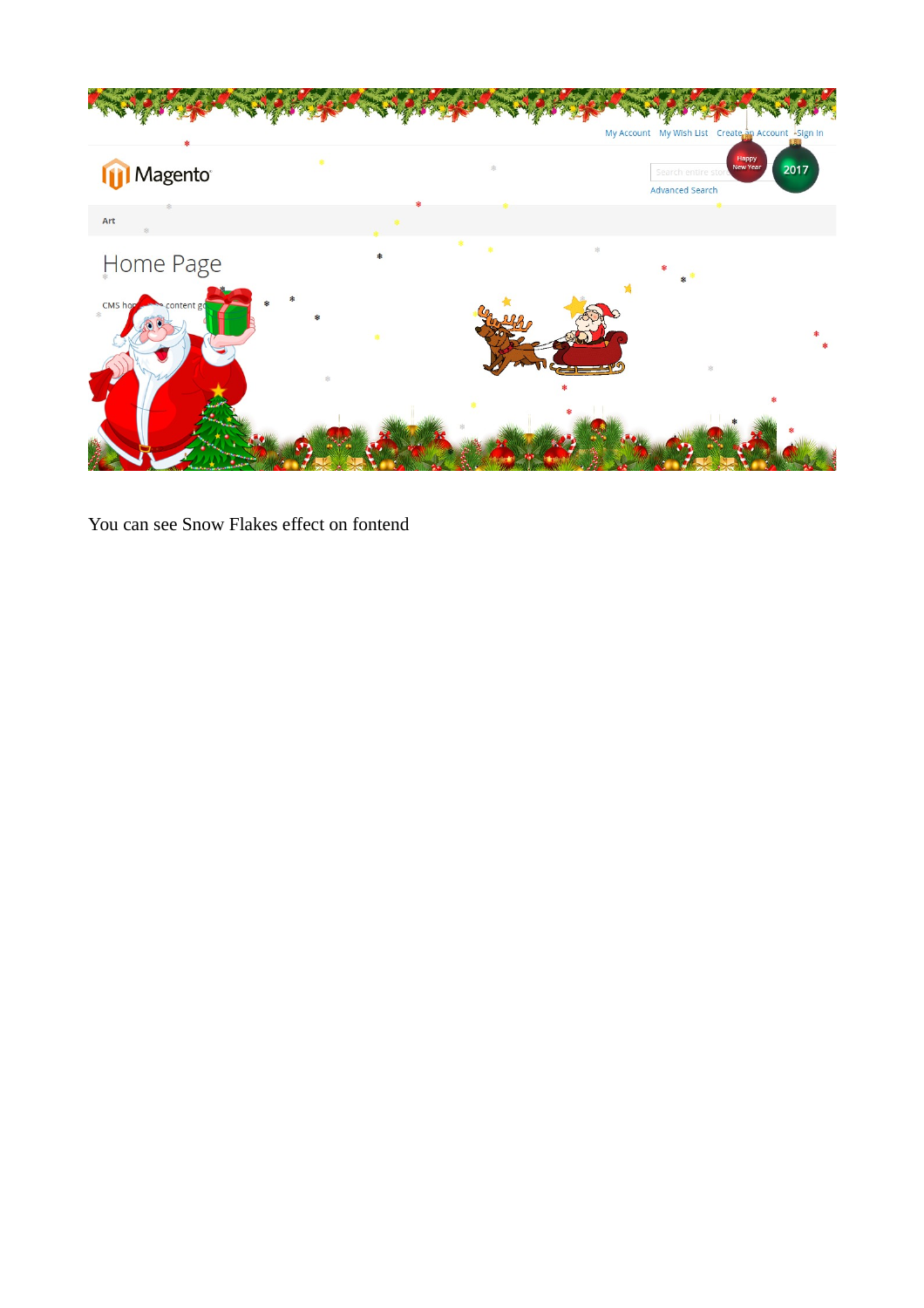You can see Snow Flakes effect on fontend